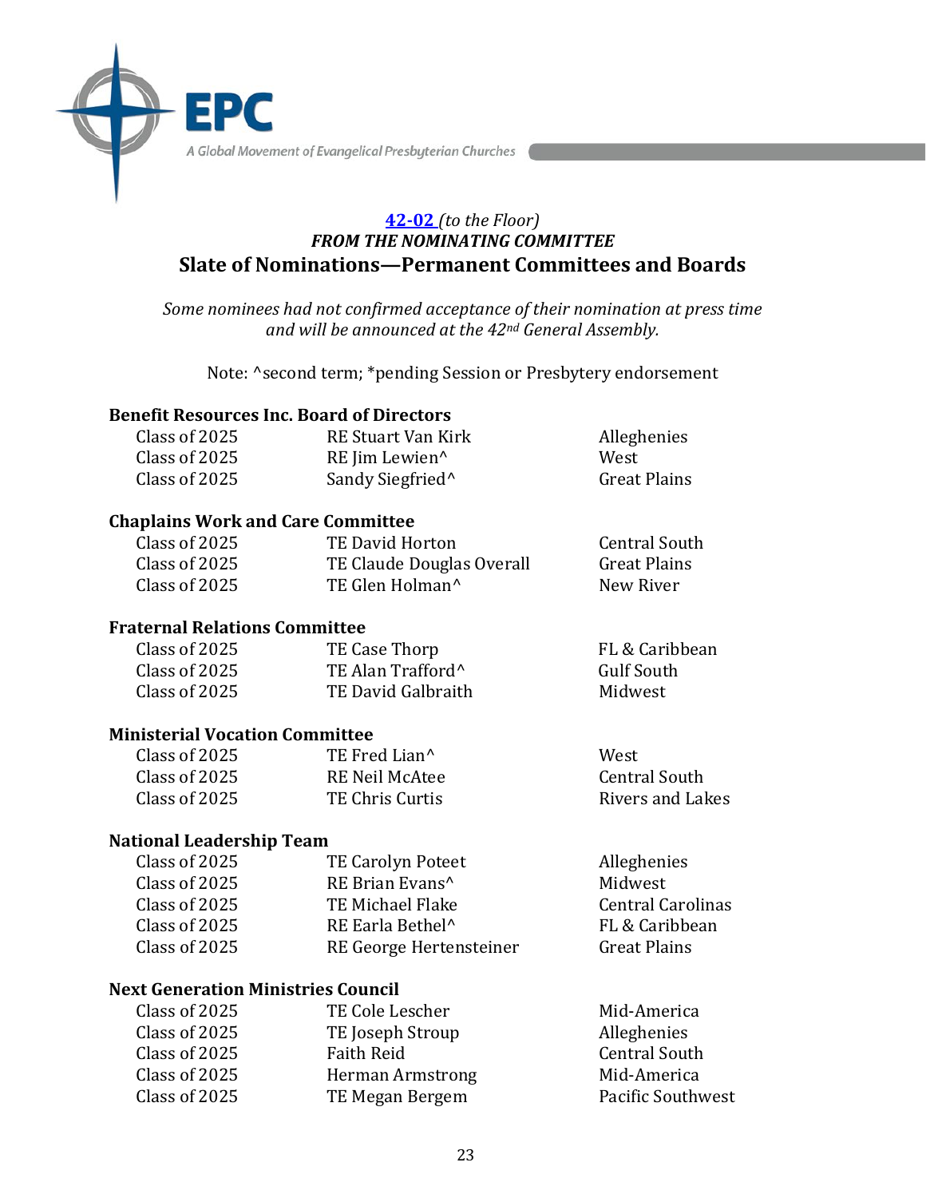**42-02** *(to the Floor)*

***FROM THE NOMINATING COMMITTEE***

## Slate of Nominations—Permanent Committees and Boards

*Some nominees had not confirmed acceptance of their nomination at press time and will be announced at the 42nd General Assembly.*

Note: ^second term; *pending Session or Presbytery endorsement

### Benefit Resources Inc. Board of Directors

| | | |
|---|---|---|
| Class of 2025 | RE Stuart Van Kirk | Alleghenies |
| Class of 2025 | RE Jim Lewien^ | West |
| Class of 2025 | Sandy Siegfried^ | Great Plains |

### Chaplains Work and Care Committee

| | | |
|---|---|---|
| Class of 2025 | TE David Horton | Central South |
| Class of 2025 | TE Claude Douglas Overall | Great Plains |
| Class of 2025 | TE Glen Holman^ | New River |

### Fraternal Relations Committee

| | | |
|---|---|---|
| Class of 2025 | TE Case Thorp | FL & Caribbean |
| Class of 2025 | TE Alan Trafford^ | Gulf South |
| Class of 2025 | TE David Galbraith | Midwest |

### Ministerial Vocation Committee

| | | |
|---|---|---|
| Class of 2025 | TE Fred Lian^ | West |
| Class of 2025 | RE Neil McAtee | Central South |
| Class of 2025 | TE Chris Curtis | Rivers and Lakes |

### National Leadership Team

| | | |
|---|---|---|
| Class of 2025 | TE Carolyn Poteet | Alleghenies |
| Class of 2025 | RE Brian Evans^ | Midwest |
| Class of 2025 | TE Michael Flake | Central Carolinas |
| Class of 2025 | RE Earla Bethel^ | FL & Caribbean |
| Class of 2025 | RE George Hertensteiner | Great Plains |

### Next Generation Ministries Council

| | | |
|---|---|---|
| Class of 2025 | TE Cole Lescher | Mid-America |
| Class of 2025 | TE Joseph Stroup | Alleghenies |
| Class of 2025 | Faith Reid | Central South |
| Class of 2025 | Herman Armstrong | Mid-America |
| Class of 2025 | TE Megan Bergem | Pacific Southwest |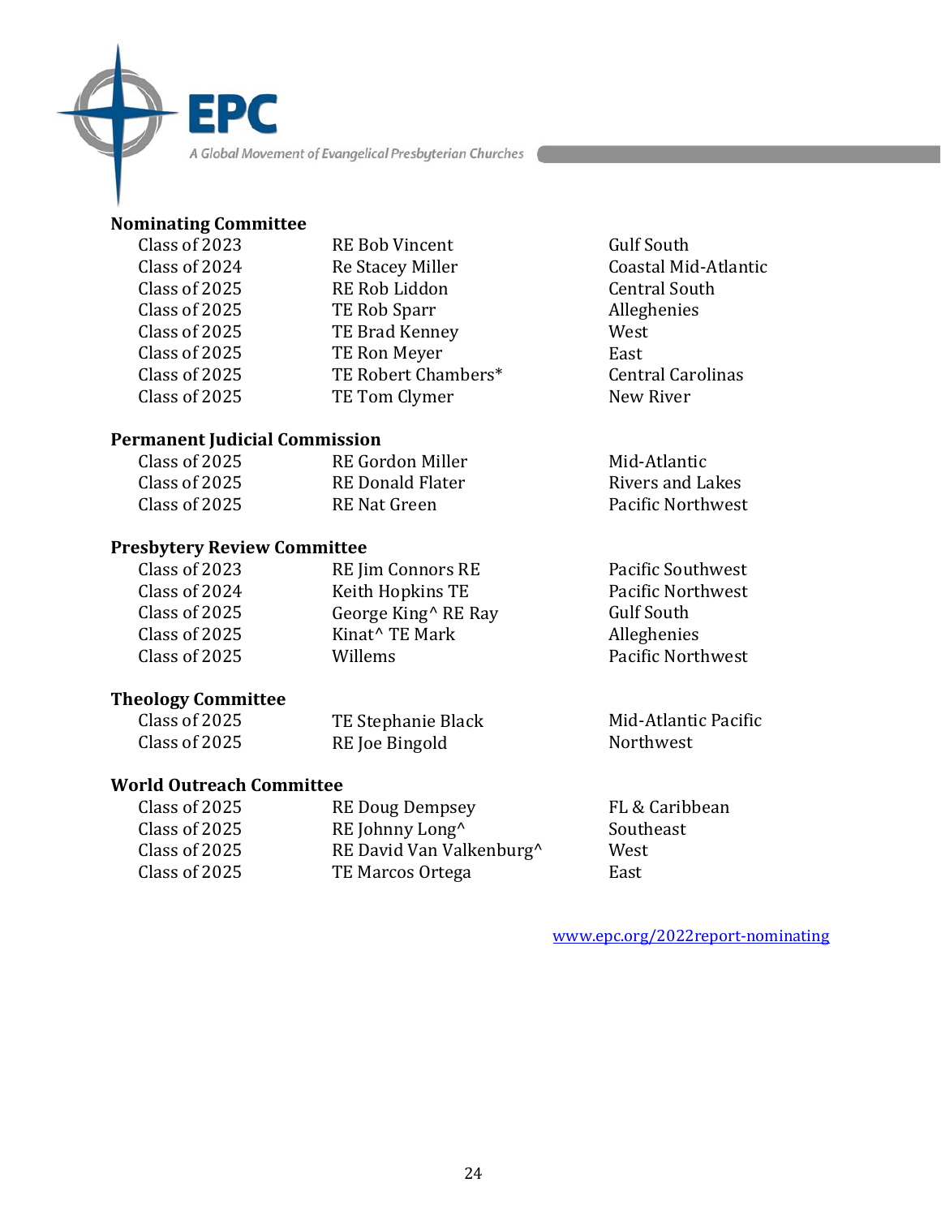### Nominating Committee

| | | |
|---|---|---|
| Class of 2023 | RE Bob Vincent | Gulf South |
| Class of 2024 | Re Stacey Miller | Coastal Mid-Atlantic |
| Class of 2025 | RE Rob Liddon | Central South |
| Class of 2025 | TE Rob Sparr | Alleghenies |
| Class of 2025 | TE Brad Kenney | West |
| Class of 2025 | TE Ron Meyer | East |
| Class of 2025 | TE Robert Chambers* | Central Carolinas |
| Class of 2025 | TE Tom Clymer | New River |

### Permanent Judicial Commission

| | | |
|---|---|---|
| Class of 2025 | RE Gordon Miller | Mid-Atlantic |
| Class of 2025 | RE Donald Flater | Rivers and Lakes |
| Class of 2025 | RE Nat Green | Pacific Northwest |

### Presbytery Review Committee

| | | |
|---|---|---|
| Class of 2023 | RE Jim Connors RE | Pacific Southwest |
| Class of 2024 | Keith Hopkins TE | Pacific Northwest |
| Class of 2025 | George King^ RE Ray | Gulf South |
| Class of 2025 | Kinat^ TE Mark | Alleghenies |
| Class of 2025 | Willems | Pacific Northwest |

### Theology Committee

| | | |
|---|---|---|
| Class of 2025 | TE Stephanie Black | Mid-Atlantic Pacific |
| Class of 2025 | RE Joe Bingold | Northwest |

### World Outreach Committee

| | | |
|---|---|---|
| Class of 2025 | RE Doug Dempsey | FL & Caribbean |
| Class of 2025 | RE Johnny Long^ | Southeast |
| Class of 2025 | RE David Van Valkenburg^ | West |
| Class of 2025 | TE Marcos Ortega | East |

www.epc.org/2022report-nominating